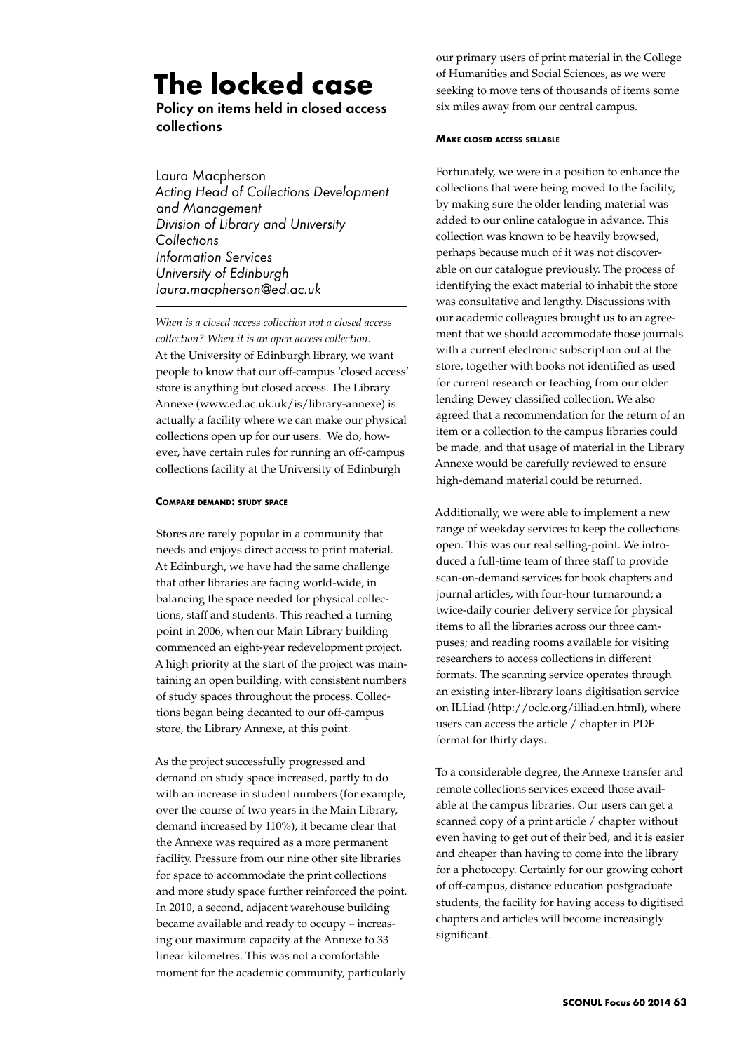# The locked case

## Policy on items held in closed access collections

Laura Macpherson  
*Acting Head of Collections Development and Management*  
*Division of Library and University Collections*  
*Information Services*  
*University of Edinburgh*  
*laura.macpherson@ed.ac.uk*

*When is a closed access collection not a closed access collection? When it is an open access collection.*

At the University of Edinburgh library, we want people to know that our off-campus 'closed access' store is anything but closed access. The Library Annexe (www.ed.ac.uk.uk/is/library-annexe) is actually a facility where we can make our physical collections open up for our users. We do, however, have certain rules for running an off-campus collections facility at the University of Edinburgh

### Compare demand: study space

Stores are rarely popular in a community that needs and enjoys direct access to print material. At Edinburgh, we have had the same challenge that other libraries are facing world-wide, in balancing the space needed for physical collections, staff and students. This reached a turning point in 2006, when our Main Library building commenced an eight-year redevelopment project. A high priority at the start of the project was maintaining an open building, with consistent numbers of study spaces throughout the process. Collections began being decanted to our off-campus store, the Library Annexe, at this point.

As the project successfully progressed and demand on study space increased, partly to do with an increase in student numbers (for example, over the course of two years in the Main Library, demand increased by 110%), it became clear that the Annexe was required as a more permanent facility. Pressure from our nine other site libraries for space to accommodate the print collections and more study space further reinforced the point. In 2010, a second, adjacent warehouse building became available and ready to occupy – increasing our maximum capacity at the Annexe to 33 linear kilometres. This was not a comfortable moment for the academic community, particularly our primary users of print material in the College of Humanities and Social Sciences, as we were seeking to move tens of thousands of items some six miles away from our central campus.

### Make closed access sellable

Fortunately, we were in a position to enhance the collections that were being moved to the facility, by making sure the older lending material was added to our online catalogue in advance. This collection was known to be heavily browsed, perhaps because much of it was not discoverable on our catalogue previously. The process of identifying the exact material to inhabit the store was consultative and lengthy. Discussions with our academic colleagues brought us to an agreement that we should accommodate those journals with a current electronic subscription out at the store, together with books not identified as used for current research or teaching from our older lending Dewey classified collection. We also agreed that a recommendation for the return of an item or a collection to the campus libraries could be made, and that usage of material in the Library Annexe would be carefully reviewed to ensure high-demand material could be returned.

Additionally, we were able to implement a new range of weekday services to keep the collections open. This was our real selling-point. We introduced a full-time team of three staff to provide scan-on-demand services for book chapters and journal articles, with four-hour turnaround; a twice-daily courier delivery service for physical items to all the libraries across our three campuses; and reading rooms available for visiting researchers to access collections in different formats. The scanning service operates through an existing inter-library loans digitisation service on ILLiad (http://oclc.org/illiad.en.html), where users can access the article / chapter in PDF format for thirty days.

To a considerable degree, the Annexe transfer and remote collections services exceed those available at the campus libraries. Our users can get a scanned copy of a print article / chapter without even having to get out of their bed, and it is easier and cheaper than having to come into the library for a photocopy. Certainly for our growing cohort of off-campus, distance education postgraduate students, the facility for having access to digitised chapters and articles will become increasingly significant.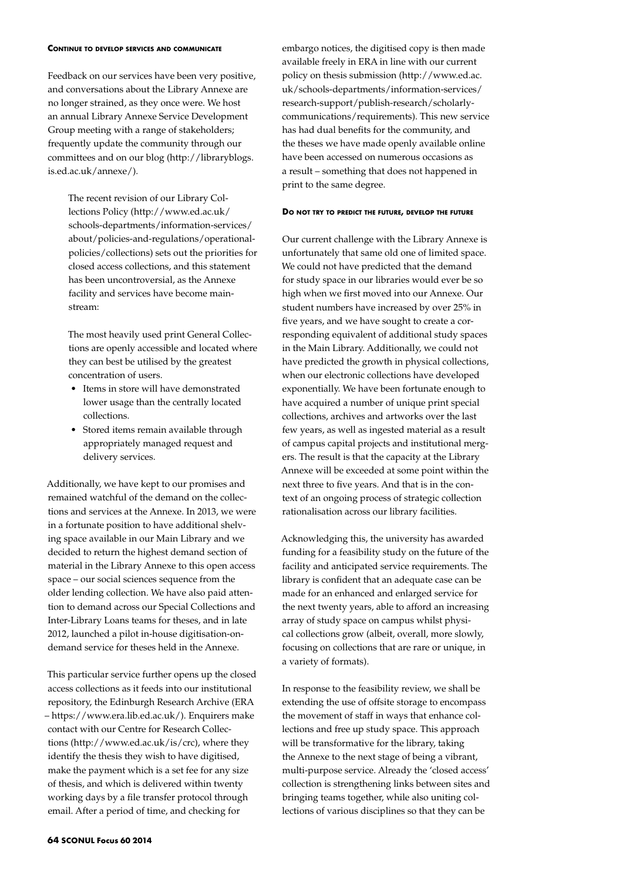### Continue to develop services and communicate

Feedback on our services have been very positive, and conversations about the Library Annexe are no longer strained, as they once were. We host an annual Library Annexe Service Development Group meeting with a range of stakeholders; frequently update the community through our committees and on our blog (http://libraryblogs.is.ed.ac.uk/annexe/).

> The recent revision of our Library Collections Policy (http://www.ed.ac.uk/schools-departments/information-services/about/policies-and-regulations/operational-policies/collections) sets out the priorities for closed access collections, and this statement has been uncontroversial, as the Annexe facility and services have become mainstream:
>
> The most heavily used print General Collections are openly accessible and located where they can best be utilised by the greatest concentration of users.
>
> - Items in store will have demonstrated lower usage than the centrally located collections.
> - Stored items remain available through appropriately managed request and delivery services.

Additionally, we have kept to our promises and remained watchful of the demand on the collections and services at the Annexe. In 2013, we were in a fortunate position to have additional shelving space available in our Main Library and we decided to return the highest demand section of material in the Library Annexe to this open access space – our social sciences sequence from the older lending collection. We have also paid attention to demand across our Special Collections and Inter-Library Loans teams for theses, and in late 2012, launched a pilot in-house digitisation-on-demand service for theses held in the Annexe.

This particular service further opens up the closed access collections as it feeds into our institutional repository, the Edinburgh Research Archive (ERA – https://www.era.lib.ed.ac.uk/). Enquirers make contact with our Centre for Research Collections (http://www.ed.ac.uk/is/crc), where they identify the thesis they wish to have digitised, make the payment which is a set fee for any size of thesis, and which is delivered within twenty working days by a file transfer protocol through email. After a period of time, and checking for embargo notices, the digitised copy is then made available freely in ERA in line with our current policy on thesis submission (http://www.ed.ac.uk/schools-departments/information-services/research-support/publish-research/scholarly-communications/requirements). This new service has had dual benefits for the community, and the theses we have made openly available online have been accessed on numerous occasions as a result – something that does not happened in print to the same degree.

### Do not try to predict the future, develop the future

Our current challenge with the Library Annexe is unfortunately that same old one of limited space. We could not have predicted that the demand for study space in our libraries would ever be so high when we first moved into our Annexe. Our student numbers have increased by over 25% in five years, and we have sought to create a corresponding equivalent of additional study spaces in the Main Library. Additionally, we could not have predicted the growth in physical collections, when our electronic collections have developed exponentially. We have been fortunate enough to have acquired a number of unique print special collections, archives and artworks over the last few years, as well as ingested material as a result of campus capital projects and institutional mergers. The result is that the capacity at the Library Annexe will be exceeded at some point within the next three to five years. And that is in the context of an ongoing process of strategic collection rationalisation across our library facilities.

Acknowledging this, the university has awarded funding for a feasibility study on the future of the facility and anticipated service requirements. The library is confident that an adequate case can be made for an enhanced and enlarged service for the next twenty years, able to afford an increasing array of study space on campus whilst physical collections grow (albeit, overall, more slowly, focusing on collections that are rare or unique, in a variety of formats).

In response to the feasibility review, we shall be extending the use of offsite storage to encompass the movement of staff in ways that enhance collections and free up study space. This approach will be transformative for the library, taking the Annexe to the next stage of being a vibrant, multi-purpose service. Already the 'closed access' collection is strengthening links between sites and bringing teams together, while also uniting collections of various disciplines so that they can be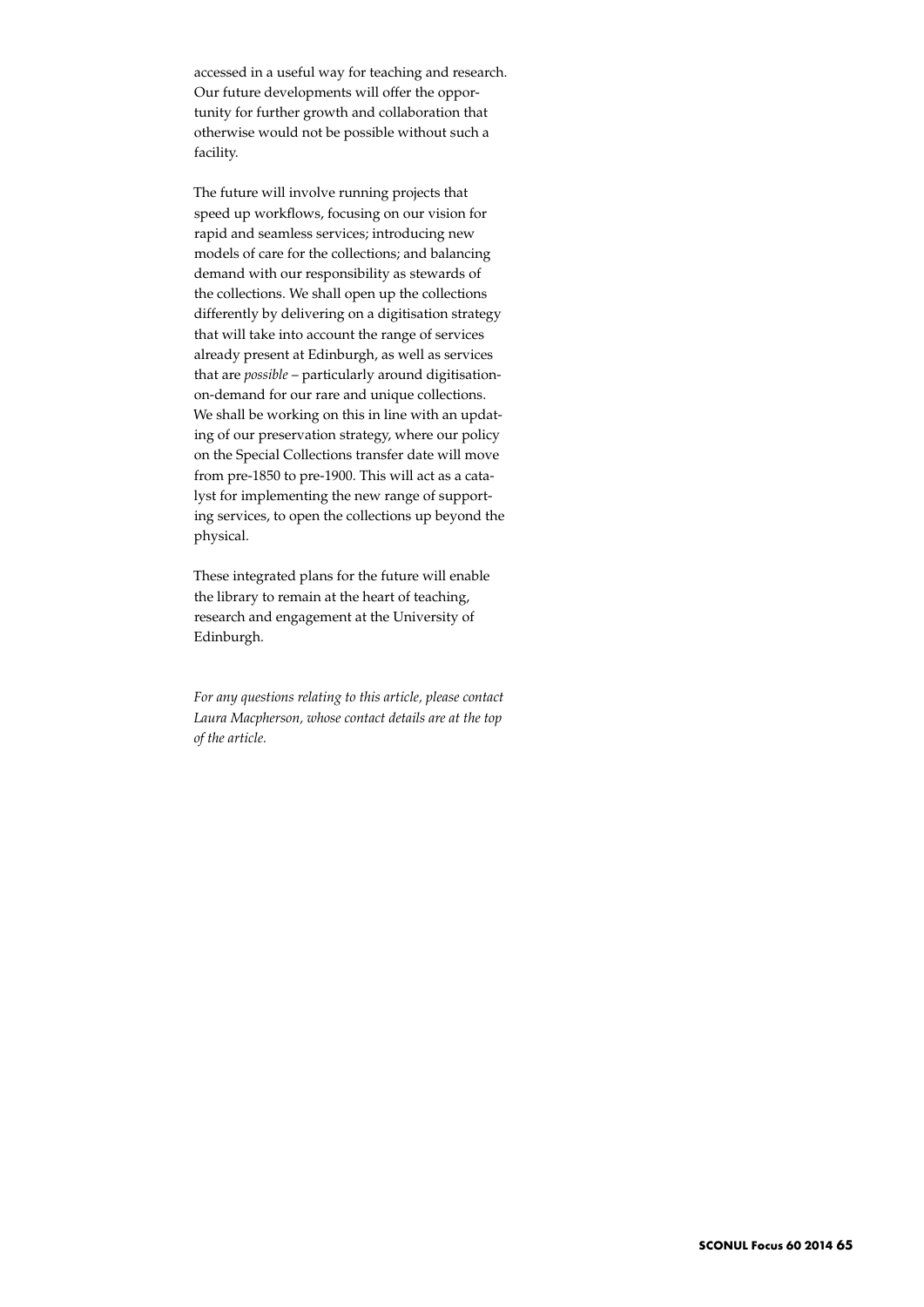accessed in a useful way for teaching and research. Our future developments will offer the opportunity for further growth and collaboration that otherwise would not be possible without such a facility.

The future will involve running projects that speed up workflows, focusing on our vision for rapid and seamless services; introducing new models of care for the collections; and balancing demand with our responsibility as stewards of the collections. We shall open up the collections differently by delivering on a digitisation strategy that will take into account the range of services already present at Edinburgh, as well as services that are *possible* – particularly around digitisation-on-demand for our rare and unique collections. We shall be working on this in line with an updating of our preservation strategy, where our policy on the Special Collections transfer date will move from pre-1850 to pre-1900. This will act as a catalyst for implementing the new range of supporting services, to open the collections up beyond the physical.

These integrated plans for the future will enable the library to remain at the heart of teaching, research and engagement at the University of Edinburgh.

*For any questions relating to this article, please contact Laura Macpherson, whose contact details are at the top of the article.*